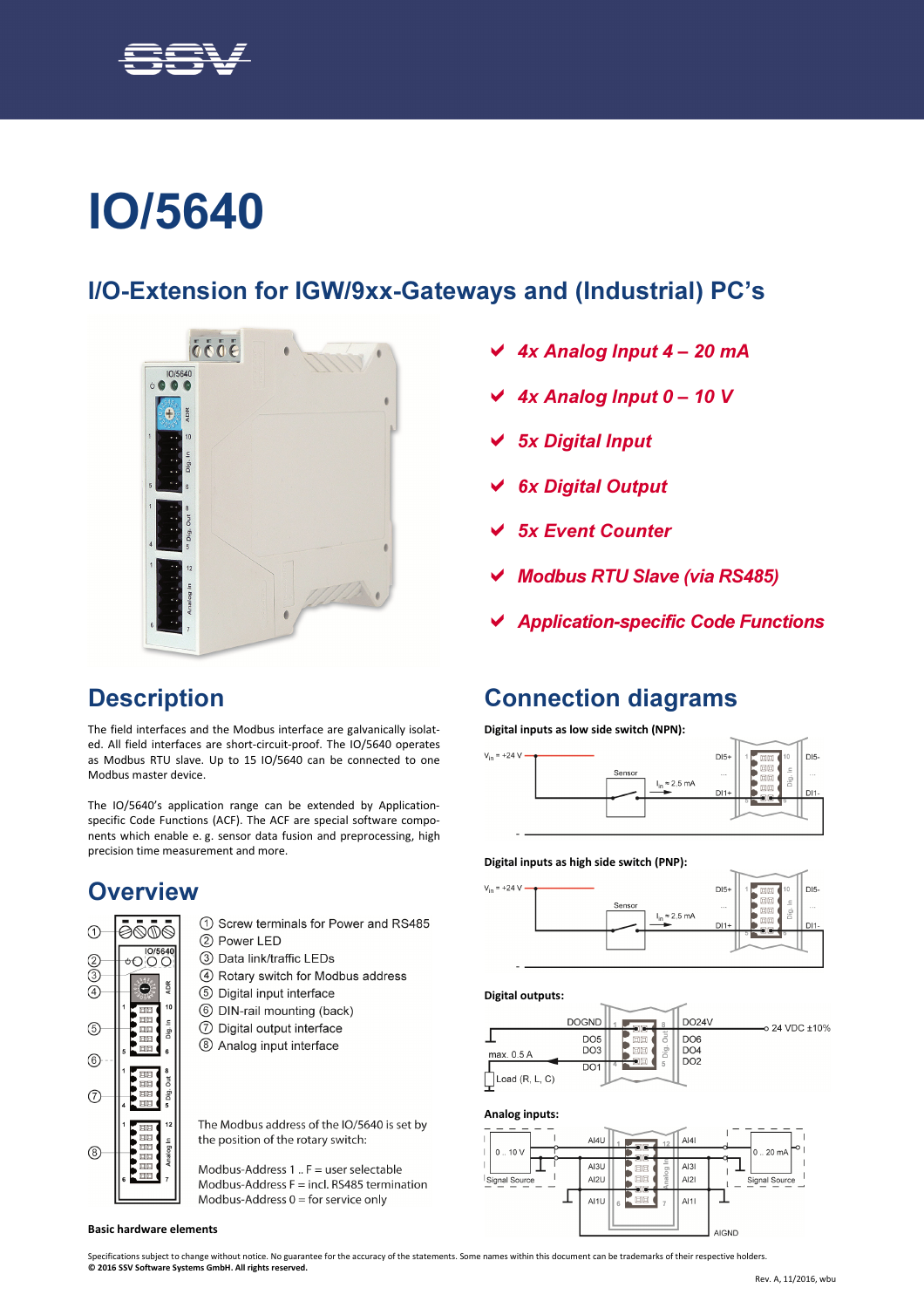# IO/5640

## I/O-Extension for IGW/9xx-Gateways and (Industrial) PC's

- ✔ *4x Analog Input 4 – 20 mA*
- ✔ *4x Analog Input 0 – 10 V*
- ✔ *5x Digital Input*
- ✔ *6x Digital Output*
- ✔ *5x Event Counter*
- ✔ *Modbus RTU Slave (via RS485)*
- ✔ *Application-specific Code Functions*

## Description

The field interfaces and the Modbus interface are galvanically isolated. All field interfaces are short-circuit-proof. The IO/5640 operates as Modbus RTU slave. Up to 15 IO/5640 can be connected to one Modbus master device.

The IO/5640's application range can be extended by Application-specific Code Functions (ACF). The ACF are special software components which enable e. g. sensor data fusion and preprocessing, high precision time measurement and more.

## Overview

① Screw terminals for Power and RS485
② Power LED
③ Data link/traffic LEDs
④ Rotary switch for Modbus address
⑤ Digital input interface
⑥ DIN-rail mounting (back)
⑦ Digital output interface
⑧ Analog input interface

The Modbus address of the IO/5640 is set by the position of the rotary switch:

Modbus-Address 1 .. F = user selectable
Modbus-Address F = incl. RS485 termination
Modbus-Address 0 = for service only

**Basic hardware elements**

## Connection diagrams

**Digital inputs as low side switch (NPN):**

**Digital inputs as high side switch (PNP):**

**Digital outputs:**

**Analog inputs:**

Specifications subject to change without notice. No guarantee for the accuracy of the statements. Some names within this document can be trademarks of their respective holders.
**© 2016 SSV Software Systems GmbH. All rights reserved.**

Rev. A, 11/2016, wbu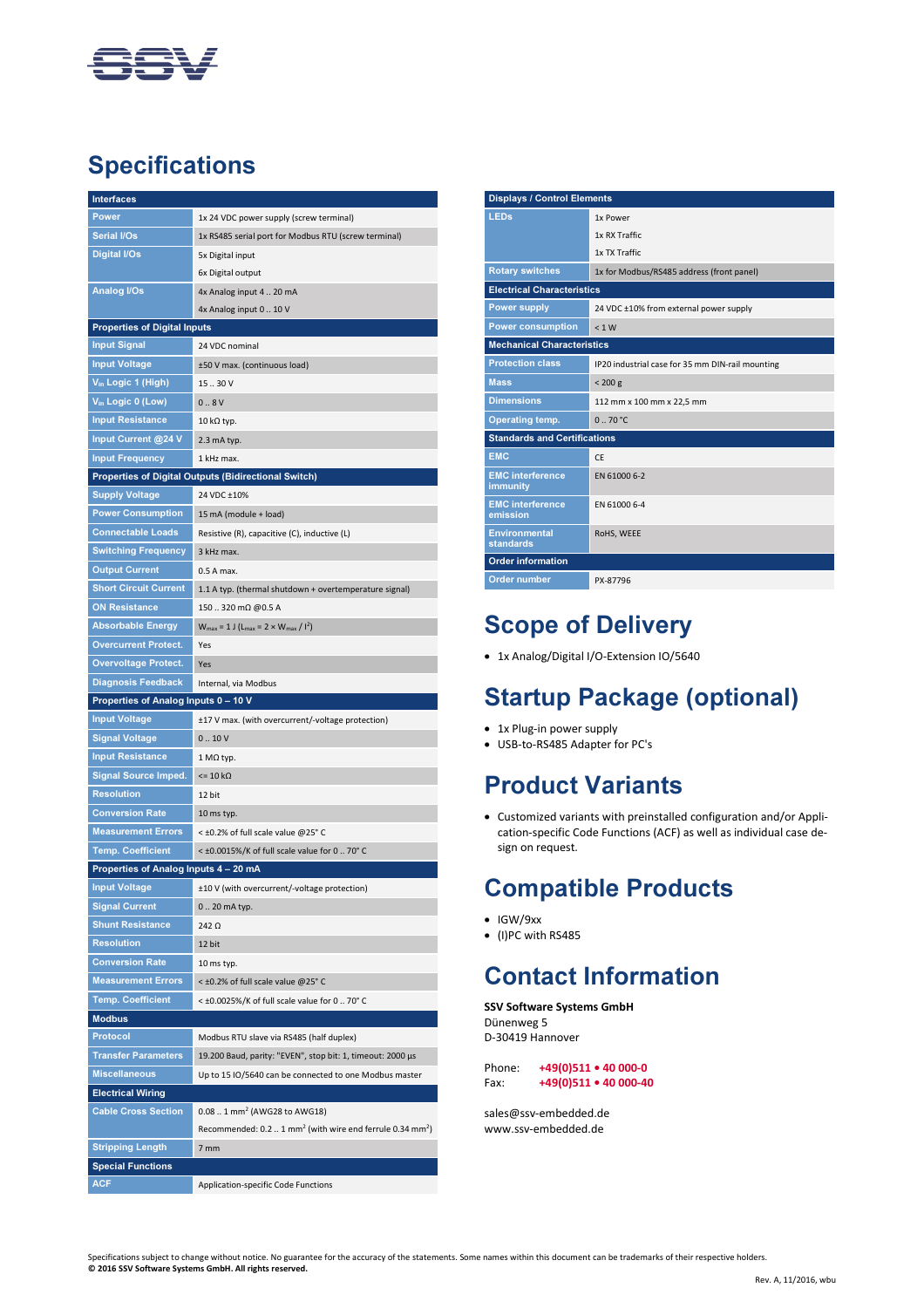# Specifications

| | |
|---|---|
| **Interfaces** | |
| Power | 1x 24 VDC power supply (screw terminal) |
| Serial I/Os | 1x RS485 serial port for Modbus RTU (screw terminal) |
| Digital I/Os | 5x Digital input<br>6x Digital output |
| Analog I/Os | 4x Analog input 4 .. 20 mA<br>4x Analog input 0 .. 10 V |
| **Properties of Digital Inputs** | |
| Input Signal | 24 VDC nominal |
| Input Voltage | ±50 V max. (continuous load) |
| $V_{in}$ Logic 1 (High) | 15 .. 30 V |
| $V_{in}$ Logic 0 (Low) | 0 .. 8 V |
| Input Resistance | 10 kΩ typ. |
| Input Current @24 V | 2.3 mA typ. |
| Input Frequency | 1 kHz max. |
| **Properties of Digital Outputs (Bidirectional Switch)** | |
| Supply Voltage | 24 VDC ±10% |
| Power Consumption | 15 mA (module + load) |
| Connectable Loads | Resistive (R), capacitive (C), inductive (L) |
| Switching Frequency | 3 kHz max. |
| Output Current | 0.5 A max. |
| Short Circuit Current | 1.1 A typ. (thermal shutdown + overtemperature signal) |
| ON Resistance | 150 .. 320 mΩ @0.5 A |
| Absorbable Energy | $W_{max}$ = 1 J ($L_{max}$ = 2 × $W_{max}$ / $I^2$) |
| Overcurrent Protect. | Yes |
| Overvoltage Protect. | Yes |
| Diagnosis Feedback | Internal, via Modbus |
| **Properties of Analog Inputs 0 – 10 V** | |
| Input Voltage | ±17 V max. (with overcurrent/-voltage protection) |
| Signal Voltage | 0 .. 10 V |
| Input Resistance | 1 MΩ typ. |
| Signal Source Imped. | <= 10 kΩ |
| Resolution | 12 bit |
| Conversion Rate | 10 ms typ. |
| Measurement Errors | < ±0.2% of full scale value @25° C |
| Temp. Coefficient | < ±0.0015%/K of full scale value for 0 .. 70° C |
| **Properties of Analog Inputs 4 – 20 mA** | |
| Input Voltage | ±10 V (with overcurrent/-voltage protection) |
| Signal Current | 0 .. 20 mA typ. |
| Shunt Resistance | 242 Ω |
| Resolution | 12 bit |
| Conversion Rate | 10 ms typ. |
| Measurement Errors | < ±0.2% of full scale value @25° C |
| Temp. Coefficient | < ±0.0025%/K of full scale value for 0 .. 70° C |
| **Modbus** | |
| Protocol | Modbus RTU slave via RS485 (half duplex) |
| Transfer Parameters | 19.200 Baud, parity: "EVEN", stop bit: 1, timeout: 2000 µs |
| Miscellaneous | Up to 15 IO/5640 can be connected to one Modbus master |
| **Electrical Wiring** | |
| Cable Cross Section | 0.08 .. 1 mm² (AWG28 to AWG18)<br>Recommended: 0.2 .. 1 mm² (with wire end ferrule 0.34 mm²) |
| Stripping Length | 7 mm |
| **Special Functions** | |
| ACF | Application-specific Code Functions |

| | |
|---|---|
| **Displays / Control Elements** | |
| LEDs | 1x Power<br>1x RX Traffic<br>1x TX Traffic |
| Rotary switches | 1x for Modbus/RS485 address (front panel) |
| **Electrical Characteristics** | |
| Power supply | 24 VDC ±10% from external power supply |
| Power consumption | < 1 W |
| **Mechanical Characteristics** | |
| Protection class | IP20 industrial case for 35 mm DIN-rail mounting |
| Mass | < 200 g |
| Dimensions | 112 mm x 100 mm x 22,5 mm |
| Operating temp. | 0 .. 70 °C |
| **Standards and Certifications** | |
| EMC | CE |
| EMC interference immunity | EN 61000 6-2 |
| EMC interference emission | EN 61000 6-4 |
| Environmental standards | RoHS, WEEE |
| **Order information** | |
| Order number | PX-87796 |

## Scope of Delivery

- 1x Analog/Digital I/O-Extension IO/5640

## Startup Package (optional)

- 1x Plug-in power supply
- USB-to-RS485 Adapter for PC's

## Product Variants

- Customized variants with preinstalled configuration and/or Application-specific Code Functions (ACF) as well as individual case design on request.

## Compatible Products

- IGW/9xx
- (I)PC with RS485

## Contact Information

**SSV Software Systems GmbH**
Dünenweg 5
D-30419 Hannover

Phone: **+49(0)511 • 40 000-0**
Fax: **+49(0)511 • 40 000-40**

sales@ssv-embedded.de
www.ssv-embedded.de

Specifications subject to change without notice. No guarantee for the accuracy of the statements. Some names within this document can be trademarks of their respective holders.
**© 2016 SSV Software Systems GmbH. All rights reserved.**

Rev. A, 11/2016, wbu